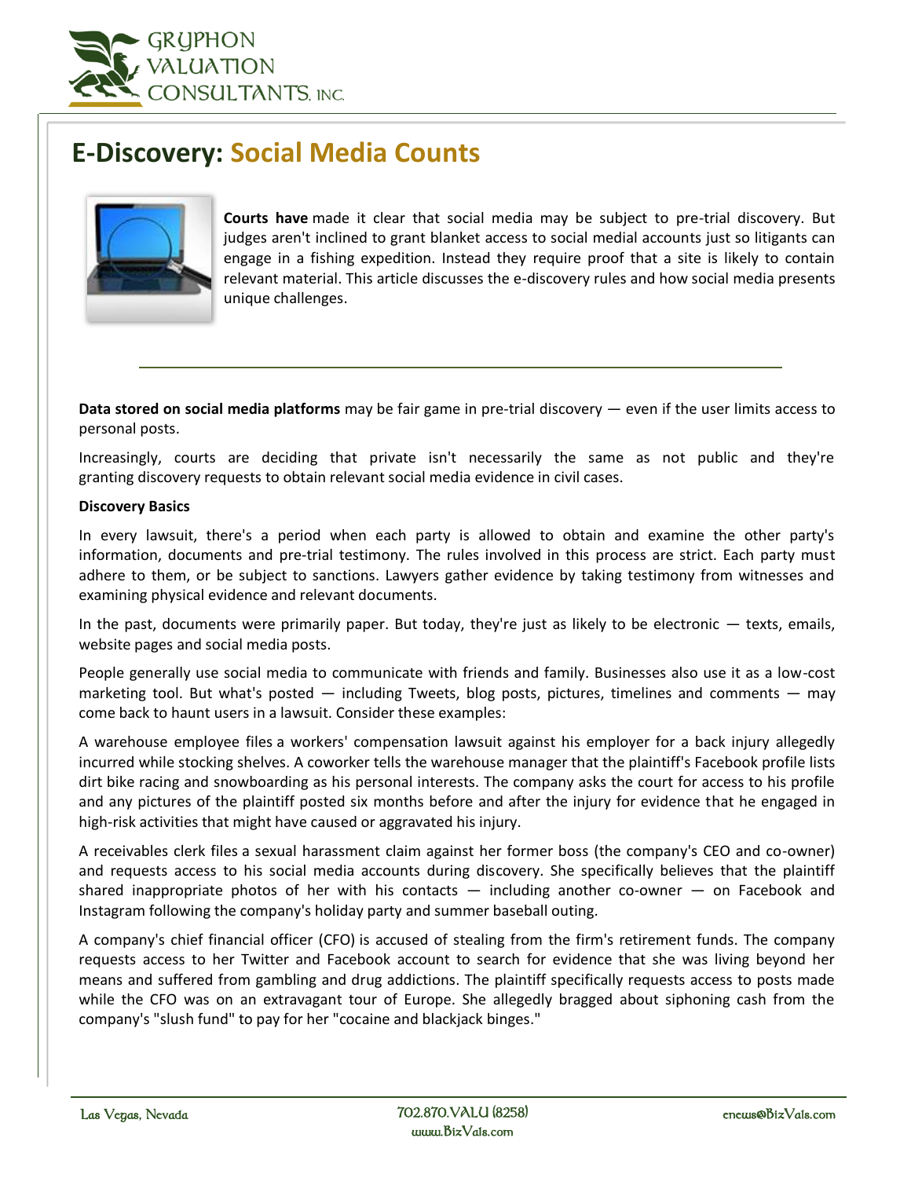# E-Discovery: Social Media Counts

**Courts have** made it clear that social media may be subject to pre-trial discovery. But judges aren't inclined to grant blanket access to social medial accounts just so litigants can engage in a fishing expedition. Instead they require proof that a site is likely to contain relevant material. This article discusses the e-discovery rules and how social media presents unique challenges.

---

**Data stored on social media platforms** may be fair game in pre-trial discovery — even if the user limits access to personal posts.

Increasingly, courts are deciding that private isn't necessarily the same as not public and they're granting discovery requests to obtain relevant social media evidence in civil cases.

**Discovery Basics**

In every lawsuit, there's a period when each party is allowed to obtain and examine the other party's information, documents and pre-trial testimony. The rules involved in this process are strict. Each party must adhere to them, or be subject to sanctions. Lawyers gather evidence by taking testimony from witnesses and examining physical evidence and relevant documents.

In the past, documents were primarily paper. But today, they're just as likely to be electronic — texts, emails, website pages and social media posts.

People generally use social media to communicate with friends and family. Businesses also use it as a low-cost marketing tool. But what's posted — including Tweets, blog posts, pictures, timelines and comments — may come back to haunt users in a lawsuit. Consider these examples:

A warehouse employee files a workers' compensation lawsuit against his employer for a back injury allegedly incurred while stocking shelves. A coworker tells the warehouse manager that the plaintiff's Facebook profile lists dirt bike racing and snowboarding as his personal interests. The company asks the court for access to his profile and any pictures of the plaintiff posted six months before and after the injury for evidence that he engaged in high-risk activities that might have caused or aggravated his injury.

A receivables clerk files a sexual harassment claim against her former boss (the company's CEO and co-owner) and requests access to his social media accounts during discovery. She specifically believes that the plaintiff shared inappropriate photos of her with his contacts — including another co-owner — on Facebook and Instagram following the company's holiday party and summer baseball outing.

A company's chief financial officer (CFO) is accused of stealing from the firm's retirement funds. The company requests access to her Twitter and Facebook account to search for evidence that she was living beyond her means and suffered from gambling and drug addictions. The plaintiff specifically requests access to posts made while the CFO was on an extravagant tour of Europe. She allegedly bragged about siphoning cash from the company's "slush fund" to pay for her "cocaine and blackjack binges."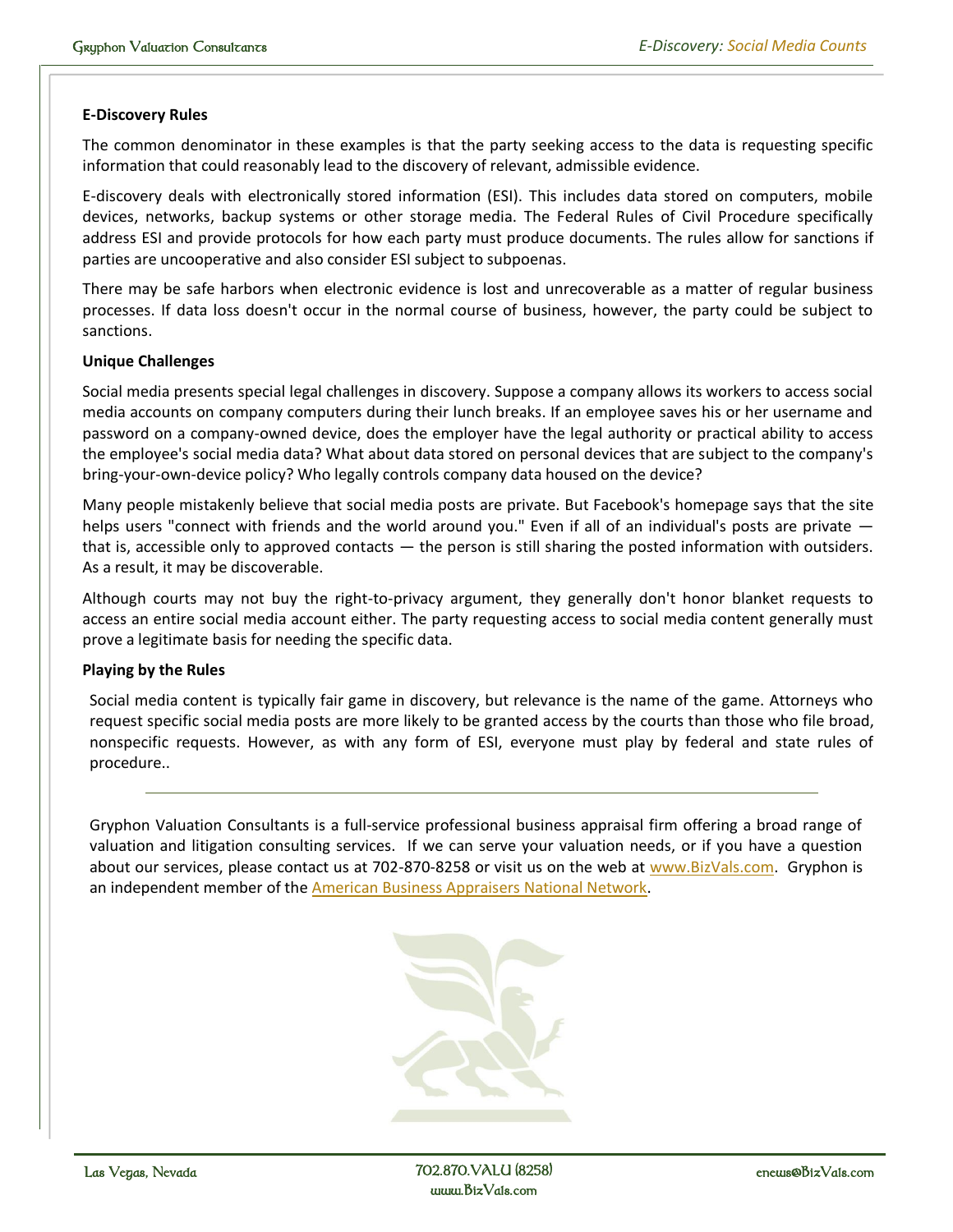**E-Discovery Rules**

The common denominator in these examples is that the party seeking access to the data is requesting specific information that could reasonably lead to the discovery of relevant, admissible evidence.

E-discovery deals with electronically stored information (ESI). This includes data stored on computers, mobile devices, networks, backup systems or other storage media. The Federal Rules of Civil Procedure specifically address ESI and provide protocols for how each party must produce documents. The rules allow for sanctions if parties are uncooperative and also consider ESI subject to subpoenas.

There may be safe harbors when electronic evidence is lost and unrecoverable as a matter of regular business processes. If data loss doesn't occur in the normal course of business, however, the party could be subject to sanctions.

**Unique Challenges**

Social media presents special legal challenges in discovery. Suppose a company allows its workers to access social media accounts on company computers during their lunch breaks. If an employee saves his or her username and password on a company-owned device, does the employer have the legal authority or practical ability to access the employee's social media data? What about data stored on personal devices that are subject to the company's bring-your-own-device policy? Who legally controls company data housed on the device?

Many people mistakenly believe that social media posts are private. But Facebook's homepage says that the site helps users "connect with friends and the world around you." Even if all of an individual's posts are private — that is, accessible only to approved contacts — the person is still sharing the posted information with outsiders. As a result, it may be discoverable.

Although courts may not buy the right-to-privacy argument, they generally don't honor blanket requests to access an entire social media account either. The party requesting access to social media content generally must prove a legitimate basis for needing the specific data.

**Playing by the Rules**

Social media content is typically fair game in discovery, but relevance is the name of the game. Attorneys who request specific social media posts are more likely to be granted access by the courts than those who file broad, nonspecific requests. However, as with any form of ESI, everyone must play by federal and state rules of procedure..

---

Gryphon Valuation Consultants is a full-service professional business appraisal firm offering a broad range of valuation and litigation consulting services. If we can serve your valuation needs, or if you have a question about our services, please contact us at 702-870-8258 or visit us on the web at [www.BizVals.com](http://www.BizVals.com). Gryphon is an independent member of the [American Business Appraisers National Network](#).